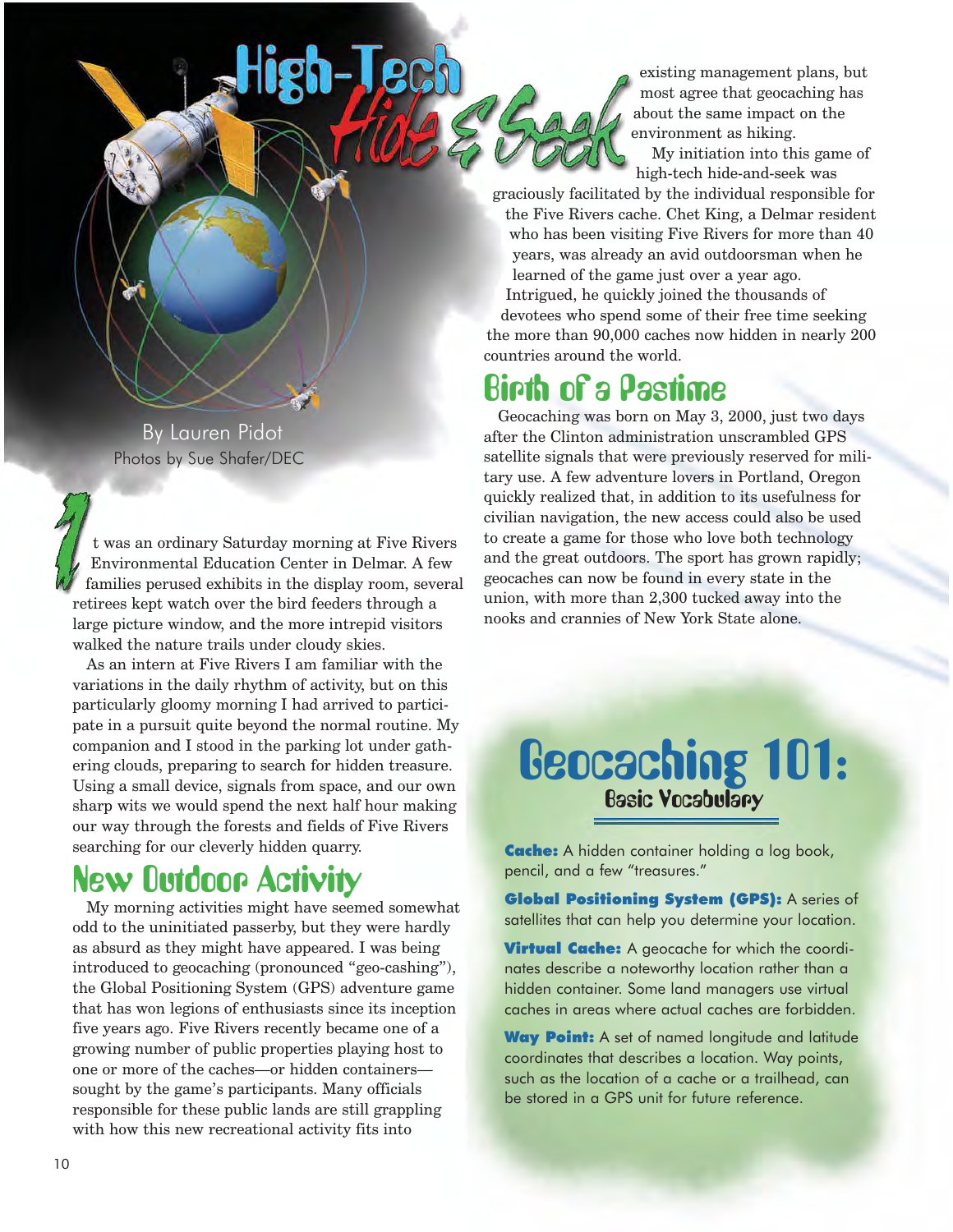# High-Tech Hide & Seek

By Lauren Pidot
Photos by Sue Shafer/DEC

It was an ordinary Saturday morning at Five Rivers Environmental Education Center in Delmar. A few families perused exhibits in the display room, several retirees kept watch over the bird feeders through a large picture window, and the more intrepid visitors walked the nature trails under cloudy skies.

As an intern at Five Rivers I am familiar with the variations in the daily rhythm of activity, but on this particularly gloomy morning I had arrived to participate in a pursuit quite beyond the normal routine. My companion and I stood in the parking lot under gathering clouds, preparing to search for hidden treasure. Using a small device, signals from space, and our own sharp wits we would spend the next half hour making our way through the forests and fields of Five Rivers searching for our cleverly hidden quarry.

## New Outdoor Activity

My morning activities might have seemed somewhat odd to the uninitiated passerby, but they were hardly as absurd as they might have appeared. I was being introduced to geocaching (pronounced "geo-cashing"), the Global Positioning System (GPS) adventure game that has won legions of enthusiasts since its inception five years ago. Five Rivers recently became one of a growing number of public properties playing host to one or more of the caches—or hidden containers—sought by the game's participants. Many officials responsible for these public lands are still grappling with how this new recreational activity fits into existing management plans, but most agree that geocaching has about the same impact on the environment as hiking.

My initiation into this game of high-tech hide-and-seek was graciously facilitated by the individual responsible for the Five Rivers cache. Chet King, a Delmar resident who has been visiting Five Rivers for more than 40 years, was already an avid outdoorsman when he learned of the game just over a year ago. Intrigued, he quickly joined the thousands of devotees who spend some of their free time seeking the more than 90,000 caches now hidden in nearly 200 countries around the world.

## Birth of a Pastime

Geocaching was born on May 3, 2000, just two days after the Clinton administration unscrambled GPS satellite signals that were previously reserved for military use. A few adventure lovers in Portland, Oregon quickly realized that, in addition to its usefulness for civilian navigation, the new access could also be used to create a game for those who love both technology and the great outdoors. The sport has grown rapidly; geocaches can now be found in every state in the union, with more than 2,300 tucked away into the nooks and crannies of New York State alone.

## Geocaching 101:
### Basic Vocabulary

**Cache:** A hidden container holding a log book, pencil, and a few "treasures."

**Global Positioning System (GPS):** A series of satellites that can help you determine your location.

**Virtual Cache:** A geocache for which the coordinates describe a noteworthy location rather than a hidden container. Some land managers use virtual caches in areas where actual caches are forbidden.

**Way Point:** A set of named longitude and latitude coordinates that describes a location. Way points, such as the location of a cache or a trailhead, can be stored in a GPS unit for future reference.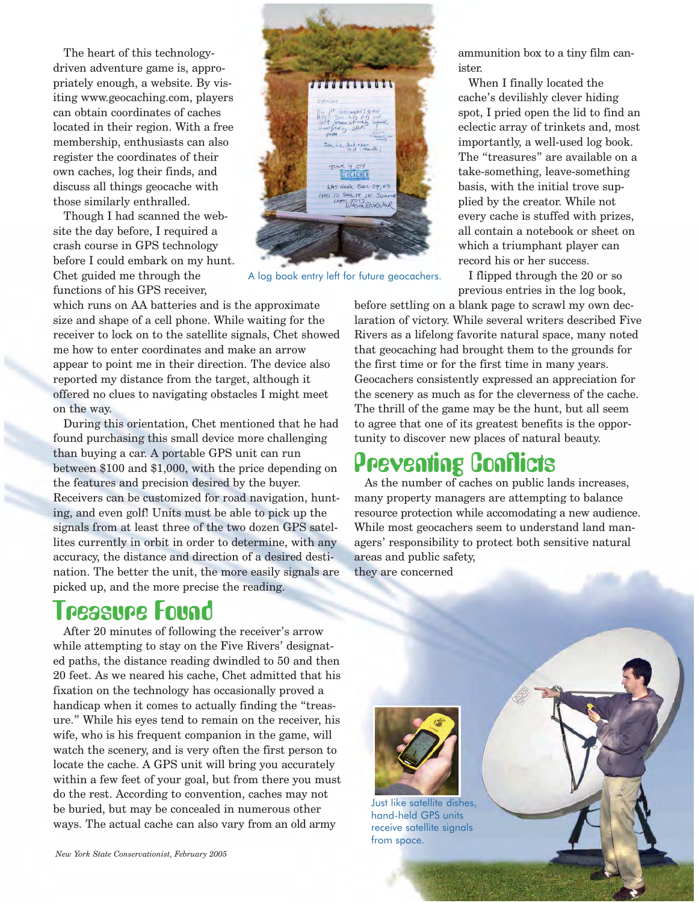The heart of this technology-driven adventure game is, appropriately enough, a website. By visiting www.geocaching.com, players can obtain coordinates of caches located in their region. With a free membership, enthusiasts can also register the coordinates of their own caches, log their finds, and discuss all things geocache with those similarly enthralled.

Though I had scanned the website the day before, I required a crash course in GPS technology before I could embark on my hunt. Chet guided me through the functions of his GPS receiver, which runs on AA batteries and is the approximate size and shape of a cell phone. While waiting for the receiver to lock on to the satellite signals, Chet showed me how to enter coordinates and make an arrow appear to point me in their direction. The device also reported my distance from the target, although it offered no clues to navigating obstacles I might meet on the way.

During this orientation, Chet mentioned that he had found purchasing this small device more challenging than buying a car. A portable GPS unit can run between $100 and $1,000, with the price depending on the features and precision desired by the buyer. Receivers can be customized for road navigation, hunting, and even golf! Units must be able to pick up the signals from at least three of the two dozen GPS satellites currently in orbit in order to determine, with any accuracy, the distance and direction of a desired destination. The better the unit, the more easily signals are picked up, and the more precise the reading.

A log book entry left for future geocachers.

## Treasure Found

After 20 minutes of following the receiver's arrow while attempting to stay on the Five Rivers' designated paths, the distance reading dwindled to 50 and then 20 feet. As we neared his cache, Chet admitted that his fixation on the technology has occasionally proved a handicap when it comes to actually finding the "treasure." While his eyes tend to remain on the receiver, his wife, who is his frequent companion in the game, will watch the scenery, and is very often the first person to locate the cache. A GPS unit will bring you accurately within a few feet of your goal, but from there you must do the rest. According to convention, caches may not be buried, but may be concealed in numerous other ways. The actual cache can also vary from an old army ammunition box to a tiny film canister.

When I finally located the cache's devilishly clever hiding spot, I pried open the lid to find an eclectic array of trinkets and, most importantly, a well-used log book. The "treasures" are available on a take-something, leave-something basis, with the initial trove supplied by the creator. While not every cache is stuffed with prizes, all contain a notebook or sheet on which a triumphant player can record his or her success.

I flipped through the 20 or so previous entries in the log book, before settling on a blank page to scrawl my own declaration of victory. While several writers described Five Rivers as a lifelong favorite natural space, many noted that geocaching had brought them to the grounds for the first time or for the first time in many years. Geocachers consistently expressed an appreciation for the scenery as much as for the cleverness of the cache. The thrill of the game may be the hunt, but all seem to agree that one of its greatest benefits is the opportunity to discover new places of natural beauty.

## Preventing Conflicts

As the number of caches on public lands increases, many property managers are attempting to balance resource protection while accomodating a new audience. While most geocachers seem to understand land managers' responsibility to protect both sensitive natural areas and public safety, they are concerned

Just like satellite dishes, hand-held GPS units receive satellite signals from space.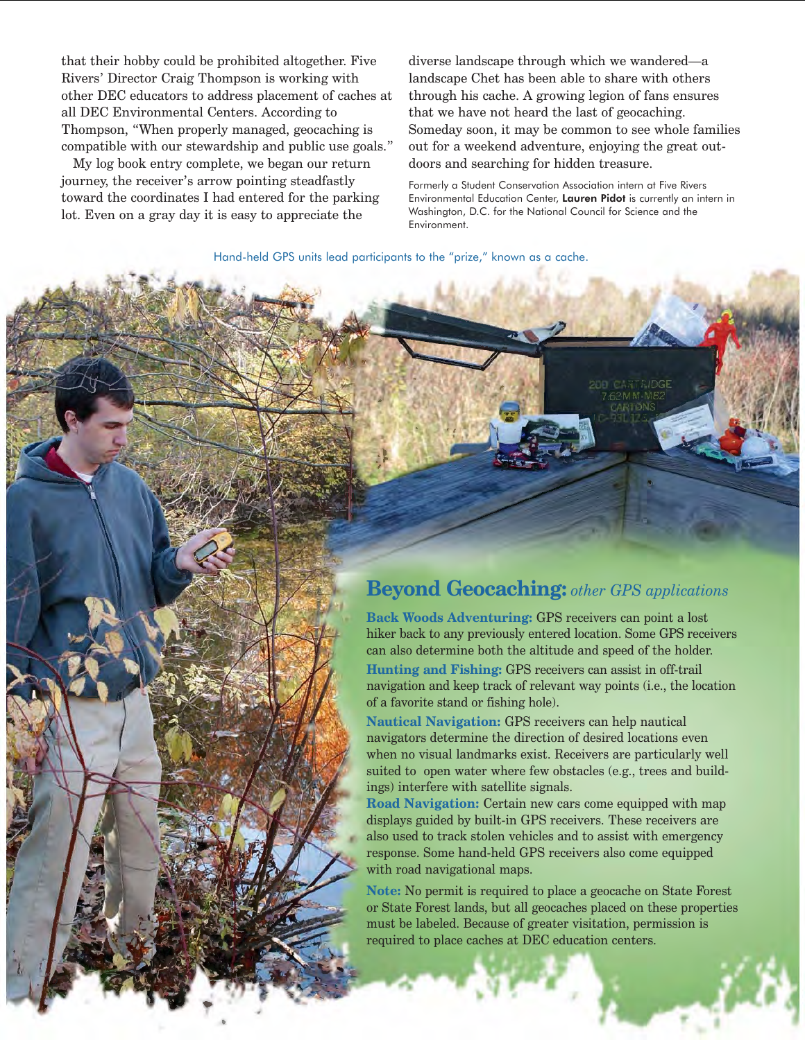that their hobby could be prohibited altogether. Five Rivers' Director Craig Thompson is working with other DEC educators to address placement of caches at all DEC Environmental Centers. According to Thompson, "When properly managed, geocaching is compatible with our stewardship and public use goals."

My log book entry complete, we began our return journey, the receiver's arrow pointing steadfastly toward the coordinates I had entered for the parking lot. Even on a gray day it is easy to appreciate the diverse landscape through which we wandered—a landscape Chet has been able to share with others through his cache. A growing legion of fans ensures that we have not heard the last of geocaching. Someday soon, it may be common to see whole families out for a weekend adventure, enjoying the great outdoors and searching for hidden treasure.

Formerly a Student Conservation Association intern at Five Rivers Environmental Education Center, **Lauren Pidot** is currently an intern in Washington, D.C. for the National Council for Science and the Environment.

Hand-held GPS units lead participants to the "prize," known as a cache.

## Beyond Geocaching: *other GPS applications*

**Back Woods Adventuring:** GPS receivers can point a lost hiker back to any previously entered location. Some GPS receivers can also determine both the altitude and speed of the holder.

**Hunting and Fishing:** GPS receivers can assist in off-trail navigation and keep track of relevant way points (i.e., the location of a favorite stand or fishing hole).

**Nautical Navigation:** GPS receivers can help nautical navigators determine the direction of desired locations even when no visual landmarks exist. Receivers are particularly well suited to open water where few obstacles (e.g., trees and buildings) interfere with satellite signals.

**Road Navigation:** Certain new cars come equipped with map displays guided by built-in GPS receivers. These receivers are also used to track stolen vehicles and to assist with emergency response. Some hand-held GPS receivers also come equipped with road navigational maps.

**Note:** No permit is required to place a geocache on State Forest or State Forest lands, but all geocaches placed on these properties must be labeled. Because of greater visitation, permission is required to place caches at DEC education centers.